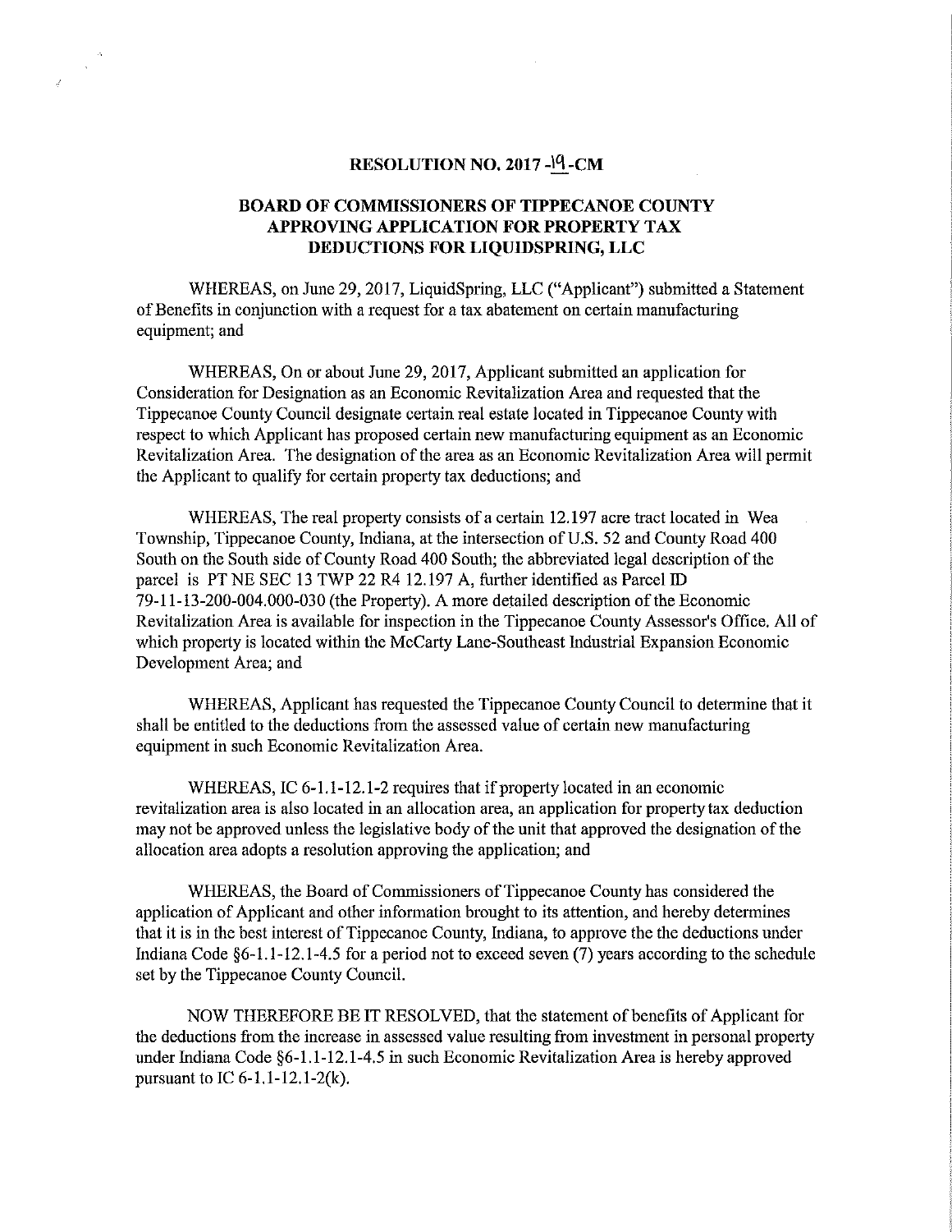## RESOLUTION NO. 2017 -19-CM

## BOARD OF COMMISSIONERS OF TIPPECANOE COUNTY APPROVING APPLICATION FOR PROPERTY TAX DEDUCTIONS FOR LIQUIDSPRING, LLC

WHEREAS, on June 29, 2017, LiquidSpring, LLC ("Applicant") submitted a Statement of Benefits in conjunction with a request for a tax abatement on certain manufacturing equipment; and

WHEREAS, On or about June 29, 2017, Applicant submitted an application for Consideration for Designation as an Economic Revitalization Area and requested that the Tippecanoe County Council designate certain real estate located in Tippecanoe County with respect to which Applicant has proposed certain new manufacturing equipment as an Economic Revitalization Area. The designation of the area as an Economic Revitalization Area will permit the Applicant to qualify for certain property tax deductions; and

WHEREAS, The real property consists of a certain 12.197 acre tract located in Wea Township, Tippecanoe County, Indiana, at the intersection of U.S. 52 and County Road 400 South on the South side of County Road 400 South; the abbreviated legal description of the parcel is PT NE SEC 13 TWP 22 R4 12.197 A, further identified as Parcel ID 79-11-13-200-004.000-030 (the Property). A more detailed description of the Economic Revitalization Area is available for inspection in the Tippecanoe County Assessor's Office. All of which property is located within the McCarty Lane-Southeast Industrial Expansion Economic Development Area; and

WHEREAS, Applicant has requested the Tippecanoe County Council to determine that it shall be entitled to the deductions from the assessed value of certain new manufacturing equipment in such Economic Revitalization Area.

WHEREAS, IC 6-1.1-12.1-2 requires that if property located in an economic revitalization area is also located in an allocation area, an application for property tax deduction may not be approved unless the legislative body of the unit that approved the designation of the allocation area adopts a resolution approving the application; and

WHEREAS, the Board of Commissioners of Tippecanoe County has considered the application of Applicant and other information brought to its attention, and hereby determines that it is in the best interest of Tippecanoe County, Indiana, to approve the the deductions under Indiana Code §6-1.1-12.1-4.5 for a period not to exceed seven (7) years according to the schedule set by the Tippecanoe County Council.

NOW THEREFORE BE IT RESOLVED, that the statement of benefits of Applicant for the deductions from the increase in assessed value resulting from investment in personal property under Indiana Code §6-1.1-12.1-4.5 in such Economic Revitalization Area is hereby approved pursuant to IC 6-1.1-12.1-2(k).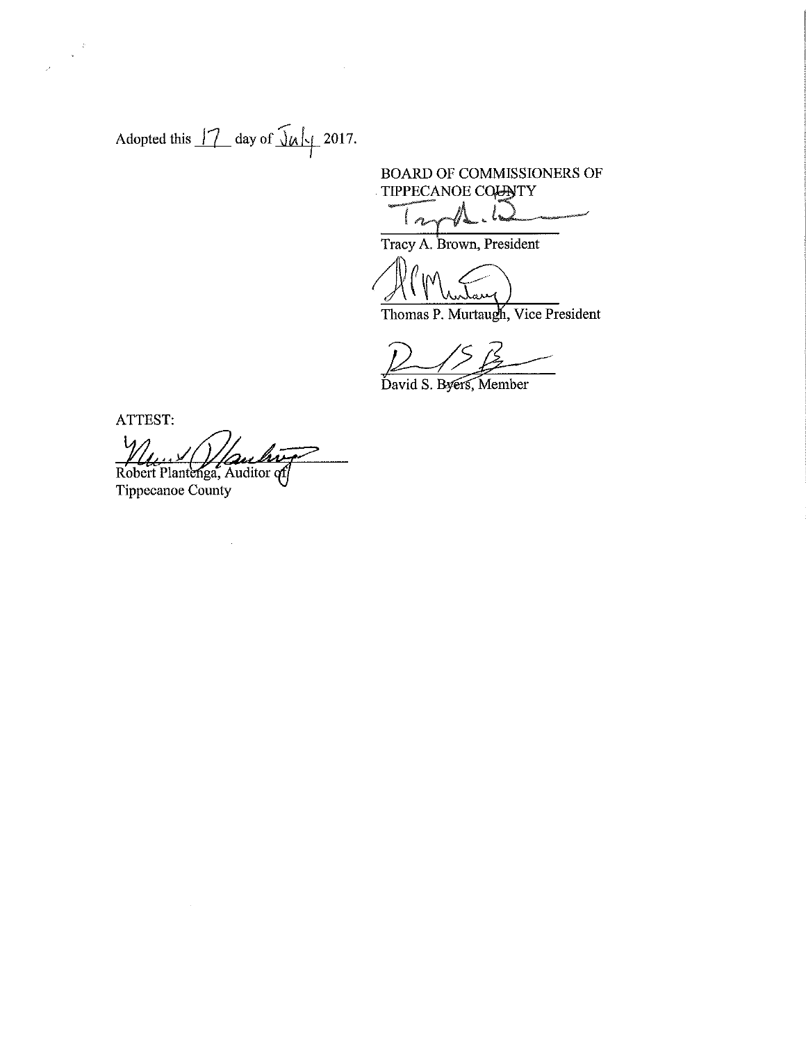Adopted this 17 day of July 2017.

BOARD OF COMMISSIONERS OF
TIPPECANOE COUNTY

Tracy A. Brown, President

Thomas P. Murtaugh, Vice President

David S. Byers, Member

ATTEST:

Robert Plantenga, Auditor of
Tippecanoe County